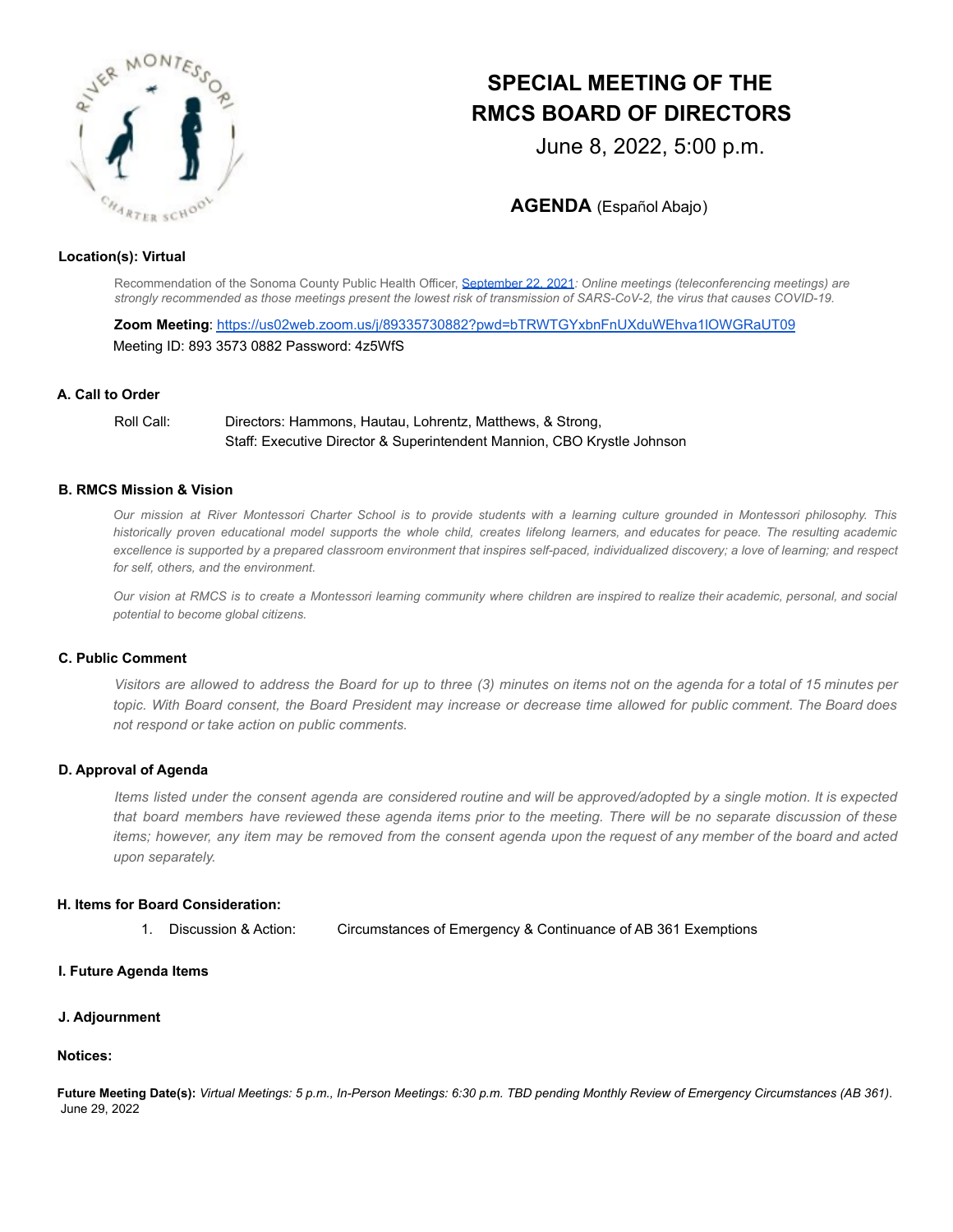# SPECIAL MEETING OF THE RMCS BOARD OF DIRECTORS

June 8, 2022, 5:00 p.m.

**AGENDA** (Español Abajo)

**Location(s): Virtual**

Recommendation of the Sonoma County Public Health Officer, September 22, 2021*: Online meetings (teleconferencing meetings) are strongly recommended as those meetings present the lowest risk of transmission of SARS-CoV-2, the virus that causes COVID-19.*

**Zoom Meeting**: https://us02web.zoom.us/j/89335730882?pwd=bTRWTGYxbnFnUXduWEhva1lOWGRaUT09
Meeting ID: 893 3573 0882 Password: 4z5WfS

### A. Call to Order

Roll Call: Directors: Hammons, Hautau, Lohrentz, Matthews, & Strong,
Staff: Executive Director & Superintendent Mannion, CBO Krystle Johnson

### B. RMCS Mission & Vision

*Our mission at River Montessori Charter School is to provide students with a learning culture grounded in Montessori philosophy. This historically proven educational model supports the whole child, creates lifelong learners, and educates for peace. The resulting academic excellence is supported by a prepared classroom environment that inspires self-paced, individualized discovery; a love of learning; and respect for self, others, and the environment.*

*Our vision at RMCS is to create a Montessori learning community where children are inspired to realize their academic, personal, and social potential to become global citizens.*

### C. Public Comment

*Visitors are allowed to address the Board for up to three (3) minutes on items not on the agenda for a total of 15 minutes per topic. With Board consent, the Board President may increase or decrease time allowed for public comment. The Board does not respond or take action on public comments.*

### D. Approval of Agenda

*Items listed under the consent agenda are considered routine and will be approved/adopted by a single motion. It is expected that board members have reviewed these agenda items prior to the meeting. There will be no separate discussion of these items; however, any item may be removed from the consent agenda upon the request of any member of the board and acted upon separately.*

### H. Items for Board Consideration:

1. Discussion & Action: Circumstances of Emergency & Continuance of AB 361 Exemptions

### I. Future Agenda Items

### J. Adjournment

**Notices:**

**Future Meeting Date(s):** *Virtual Meetings: 5 p.m., In-Person Meetings: 6:30 p.m. TBD pending Monthly Review of Emergency Circumstances (AB 361).*
June 29, 2022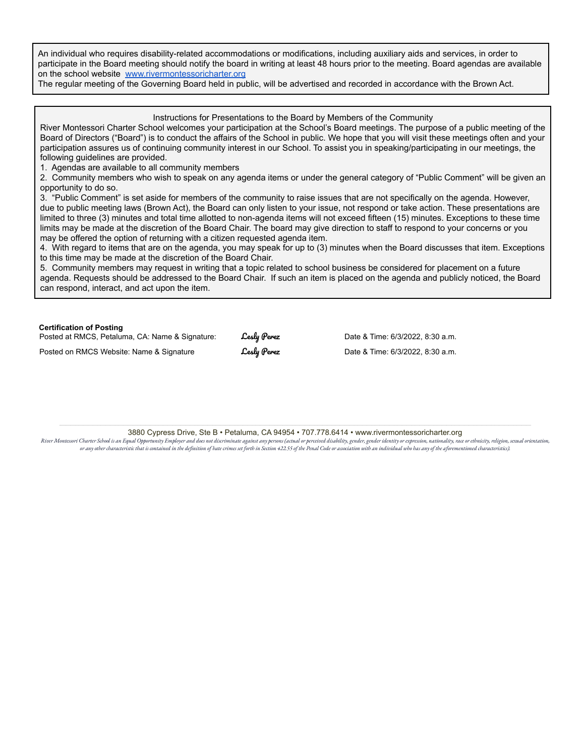An individual who requires disability-related accommodations or modifications, including auxiliary aids and services, in order to participate in the Board meeting should notify the board in writing at least 48 hours prior to the meeting. Board agendas are available on the school website [www.rivermontessoricharter.org](http://www.rivermontessoricharter.org)

The regular meeting of the Governing Board held in public, will be advertised and recorded in accordance with the Brown Act.

Instructions for Presentations to the Board by Members of the Community

River Montessori Charter School welcomes your participation at the School's Board meetings. The purpose of a public meeting of the Board of Directors ("Board") is to conduct the affairs of the School in public. We hope that you will visit these meetings often and your participation assures us of continuing community interest in our School. To assist you in speaking/participating in our meetings, the following guidelines are provided.

1. Agendas are available to all community members
2. Community members who wish to speak on any agenda items or under the general category of "Public Comment" will be given an opportunity to do so.
3. "Public Comment" is set aside for members of the community to raise issues that are not specifically on the agenda. However, due to public meeting laws (Brown Act), the Board can only listen to your issue, not respond or take action. These presentations are limited to three (3) minutes and total time allotted to non-agenda items will not exceed fifteen (15) minutes. Exceptions to these time limits may be made at the discretion of the Board Chair. The board may give direction to staff to respond to your concerns or you may be offered the option of returning with a citizen requested agenda item.
4. With regard to items that are on the agenda, you may speak for up to (3) minutes when the Board discusses that item. Exceptions to this time may be made at the discretion of the Board Chair.
5. Community members may request in writing that a topic related to school business be considered for placement on a future agenda. Requests should be addressed to the Board Chair. If such an item is placed on the agenda and publicly noticed, the Board can respond, interact, and act upon the item.

**Certification of Posting**

Posted at RMCS, Petaluma, CA: Name & Signature: Lesly Perez Date & Time: 6/3/2022, 8:30 a.m.

Posted on RMCS Website: Name & Signature Lesly Perez Date & Time: 6/3/2022, 8:30 a.m.

3880 Cypress Drive, Ste B • Petaluma, CA 94954 • 707.778.6414 • www.rivermontessoricharter.org

*River Montessori Charter School is an Equal Opportunity Employer and does not discriminate against any persons (actual or perceived disability, gender, gender identity or expression, nationality, race or ethnicity, religion, sexual orientation, or any other characteristic that is contained in the definition of hate crimes set forth in Section 422.55 of the Penal Code or association with an individual who has any of the aforementioned characteristics).*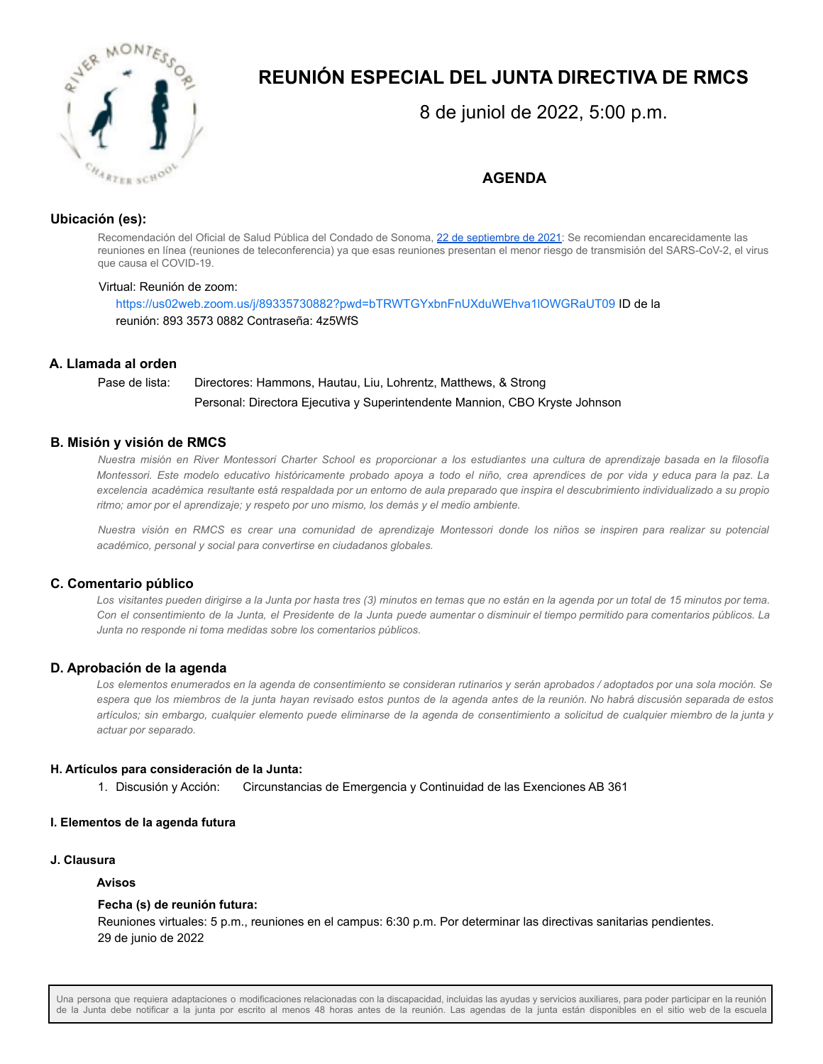# REUNIÓN ESPECIAL DEL JUNTA DIRECTIVA DE RMCS

8 de juniol de 2022, 5:00 p.m.

**AGENDA**

### Ubicación (es):

Recomendación del Oficial de Salud Pública del Condado de Sonoma, 22 de septiembre de 2021: Se recomiendan encarecidamente las reuniones en línea (reuniones de teleconferencia) ya que esas reuniones presentan el menor riesgo de transmisión del SARS-CoV-2, el virus que causa el COVID-19.

Virtual: Reunión de zoom:

https://us02web.zoom.us/j/89335730882?pwd=bTRWTGYxbnFnUXduWEhva1lOWGRaUT09 ID de la reunión: 893 3573 0882 Contraseña: 4z5WfS

### A. Llamada al orden

Pase de lista: Directores: Hammons, Hautau, Liu, Lohrentz, Matthews, & Strong

Personal: Directora Ejecutiva y Superintendente Mannion, CBO Kryste Johnson

### B. Misión y visión de RMCS

*Nuestra misión en River Montessori Charter School es proporcionar a los estudiantes una cultura de aprendizaje basada en la filosofía Montessori. Este modelo educativo históricamente probado apoya a todo el niño, crea aprendices de por vida y educa para la paz. La excelencia académica resultante está respaldada por un entorno de aula preparado que inspira el descubrimiento individualizado a su propio ritmo; amor por el aprendizaje; y respeto por uno mismo, los demás y el medio ambiente.*

*Nuestra visión en RMCS es crear una comunidad de aprendizaje Montessori donde los niños se inspiren para realizar su potencial académico, personal y social para convertirse en ciudadanos globales.*

### C. Comentario público

*Los visitantes pueden dirigirse a la Junta por hasta tres (3) minutos en temas que no están en la agenda por un total de 15 minutos por tema. Con el consentimiento de la Junta, el Presidente de la Junta puede aumentar o disminuir el tiempo permitido para comentarios públicos. La Junta no responde ni toma medidas sobre los comentarios públicos.*

### D. Aprobación de la agenda

*Los elementos enumerados en la agenda de consentimiento se consideran rutinarios y serán aprobados / adoptados por una sola moción. Se espera que los miembros de la junta hayan revisado estos puntos de la agenda antes de la reunión. No habrá discusión separada de estos artículos; sin embargo, cualquier elemento puede eliminarse de la agenda de consentimiento a solicitud de cualquier miembro de la junta y actuar por separado.*

#### H. Artículos para consideración de la Junta:

1. Discusión y Acción: Circunstancias de Emergencia y Continuidad de las Exenciones AB 361

#### I. Elementos de la agenda futura

#### J. Clausura

**Avisos**

**Fecha (s) de reunión futura:**

Reuniones virtuales: 5 p.m., reuniones en el campus: 6:30 p.m. Por determinar las directivas sanitarias pendientes.
29 de junio de 2022

Una persona que requiera adaptaciones o modificaciones relacionadas con la discapacidad, incluidas las ayudas y servicios auxiliares, para poder participar en la reunión de la Junta debe notificar a la junta por escrito al menos 48 horas antes de la reunión. Las agendas de la junta están disponibles en el sitio web de la escuela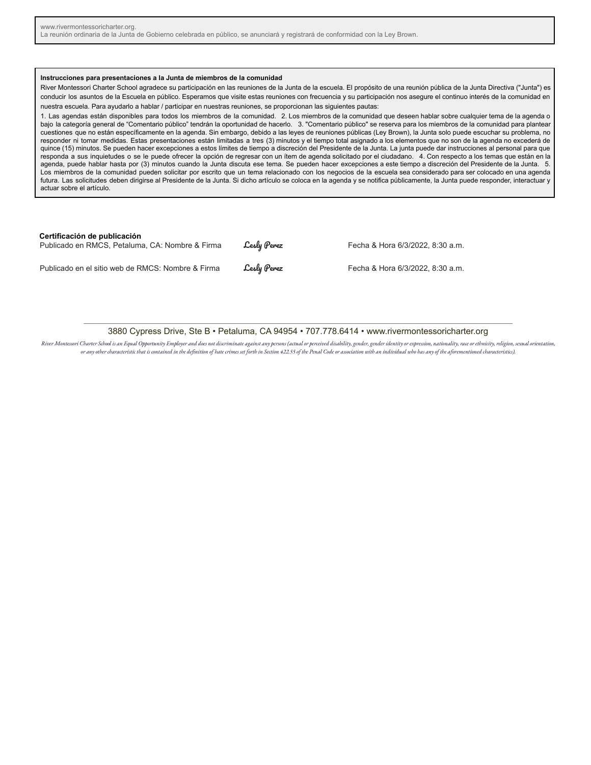www.rivermontessoricharter.org.
La reunión ordinaria de la Junta de Gobierno celebrada en público, se anunciará y registrará de conformidad con la Ley Brown.

**Instrucciones para presentaciones a la Junta de miembros de la comunidad**

River Montessori Charter School agradece su participación en las reuniones de la Junta de la escuela. El propósito de una reunión pública de la Junta Directiva ("Junta") es conducir los asuntos de la Escuela en público. Esperamos que visite estas reuniones con frecuencia y su participación nos asegure el continuo interés de la comunidad en nuestra escuela. Para ayudarlo a hablar / participar en nuestras reuniones, se proporcionan las siguientes pautas:

1. Las agendas están disponibles para todos los miembros de la comunidad. 2. Los miembros de la comunidad que deseen hablar sobre cualquier tema de la agenda o bajo la categoría general de "Comentario público" tendrán la oportunidad de hacerlo. 3. "Comentario público" se reserva para los miembros de la comunidad para plantear cuestiones que no están específicamente en la agenda. Sin embargo, debido a las leyes de reuniones públicas (Ley Brown), la Junta solo puede escuchar su problema, no responder ni tomar medidas. Estas presentaciones están limitadas a tres (3) minutos y el tiempo total asignado a los elementos que no son de la agenda no excederá de quince (15) minutos. Se pueden hacer excepciones a estos límites de tiempo a discreción del Presidente de la Junta. La junta puede dar instrucciones al personal para que responda a sus inquietudes o se le puede ofrecer la opción de regresar con un ítem de agenda solicitado por el ciudadano. 4. Con respecto a los temas que están en la agenda, puede hablar hasta por (3) minutos cuando la Junta discuta ese tema. Se pueden hacer excepciones a este tiempo a discreción del Presidente de la Junta. 5. Los miembros de la comunidad pueden solicitar por escrito que un tema relacionado con los negocios de la escuela sea considerado para ser colocado en una agenda futura. Las solicitudes deben dirigirse al Presidente de la Junta. Si dicho artículo se coloca en la agenda y se notifica públicamente, la Junta puede responder, interactuar y actuar sobre el artículo.

**Certificación de publicación**

| | | |
|---|---|---|
| Publicado en RMCS, Petaluma, CA: Nombre & Firma | Lesly Perez | Fecha & Hora 6/3/2022, 8:30 a.m. |
| Publicado en el sitio web de RMCS: Nombre & Firma | Lesly Perez | Fecha & Hora 6/3/2022, 8:30 a.m. |

3880 Cypress Drive, Ste B • Petaluma, CA 94954 • 707.778.6414 • www.rivermontessoricharter.org

*River Montessori Charter School is an Equal Opportunity Employer and does not discriminate against any persons (actual or perceived disability, gender, gender identity or expression, nationality, race or ethnicity, religion, sexual orientation, or any other characteristic that is contained in the definition of hate crimes set forth in Section 422.55 of the Penal Code or association with an individual who has any of the aforementioned characteristics).*